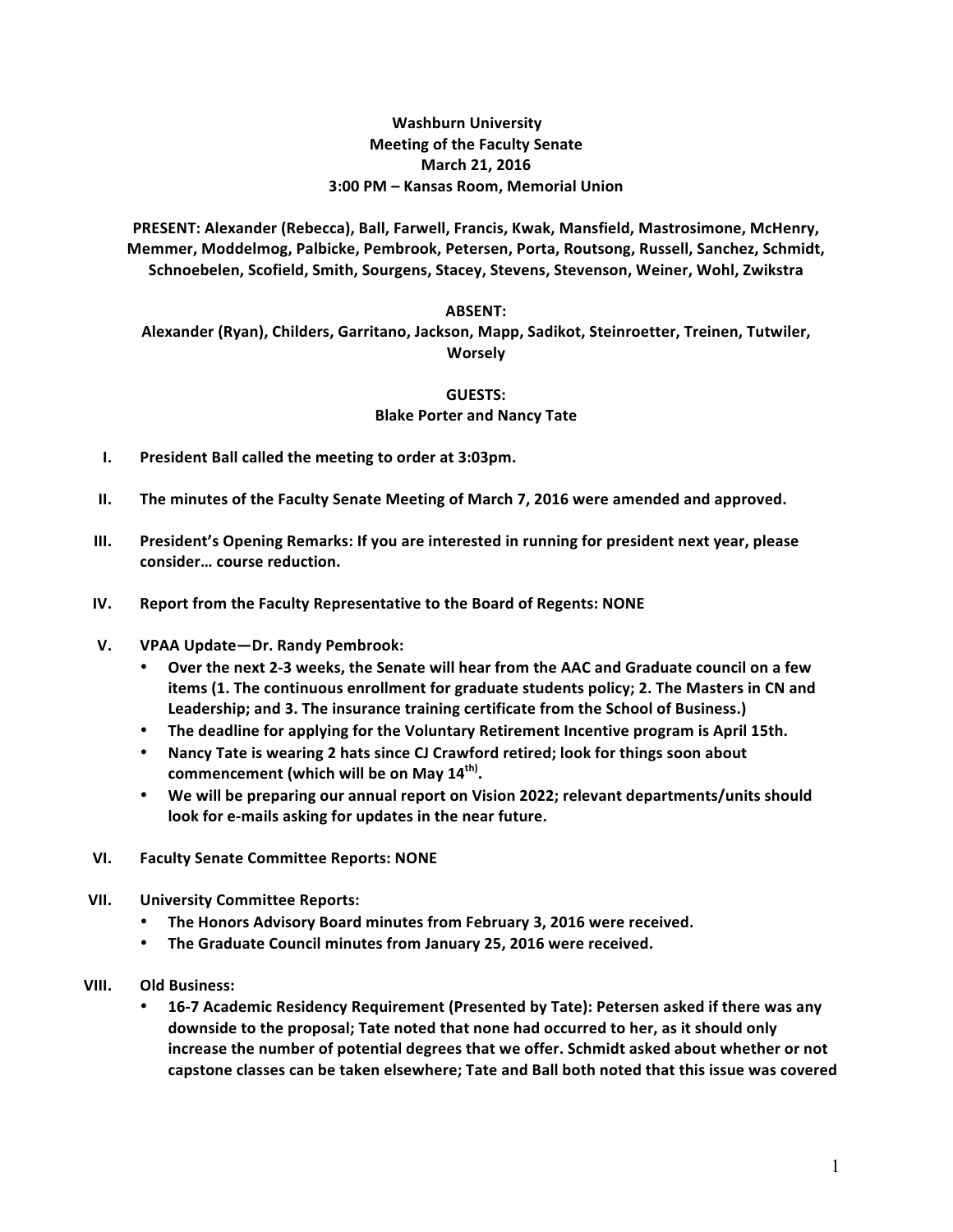**Washburn University**
**Meeting of the Faculty Senate**
**March 21, 2016**
**3:00 PM – Kansas Room, Memorial Union**

**PRESENT: Alexander (Rebecca), Ball, Farwell, Francis, Kwak, Mansfield, Mastrosimone, McHenry, Memmer, Moddelmog, Palbicke, Pembrook, Petersen, Porta, Routsong, Russell, Sanchez, Schmidt, Schnoebelen, Scofield, Smith, Sourgens, Stacey, Stevens, Stevenson, Weiner, Wohl, Zwikstra**

**ABSENT:**
**Alexander (Ryan), Childers, Garritano, Jackson, Mapp, Sadikot, Steinroetter, Treinen, Tutwiler, Worsely**

**GUESTS:**
**Blake Porter and Nancy Tate**

I. **President Ball called the meeting to order at 3:03pm.**

II. **The minutes of the Faculty Senate Meeting of March 7, 2016 were amended and approved.**

III. **President's Opening Remarks: If you are interested in running for president next year, please consider… course reduction.**

IV. **Report from the Faculty Representative to the Board of Regents: NONE**

V. **VPAA Update—Dr. Randy Pembrook:**
   - **Over the next 2-3 weeks, the Senate will hear from the AAC and Graduate council on a few items (1. The continuous enrollment for graduate students policy; 2. The Masters in CN and Leadership; and 3. The insurance training certificate from the School of Business.)**
   - **The deadline for applying for the Voluntary Retirement Incentive program is April 15th.**
   - **Nancy Tate is wearing 2 hats since CJ Crawford retired; look for things soon about commencement (which will be on May 14th).**
   - **We will be preparing our annual report on Vision 2022; relevant departments/units should look for e-mails asking for updates in the near future.**

VI. **Faculty Senate Committee Reports: NONE**

VII. **University Committee Reports:**
   - **The Honors Advisory Board minutes from February 3, 2016 were received.**
   - **The Graduate Council minutes from January 25, 2016 were received.**

VIII. **Old Business:**
   - **16-7 Academic Residency Requirement (Presented by Tate): Petersen asked if there was any downside to the proposal; Tate noted that none had occurred to her, as it should only increase the number of potential degrees that we offer. Schmidt asked about whether or not capstone classes can be taken elsewhere; Tate and Ball both noted that this issue was covered**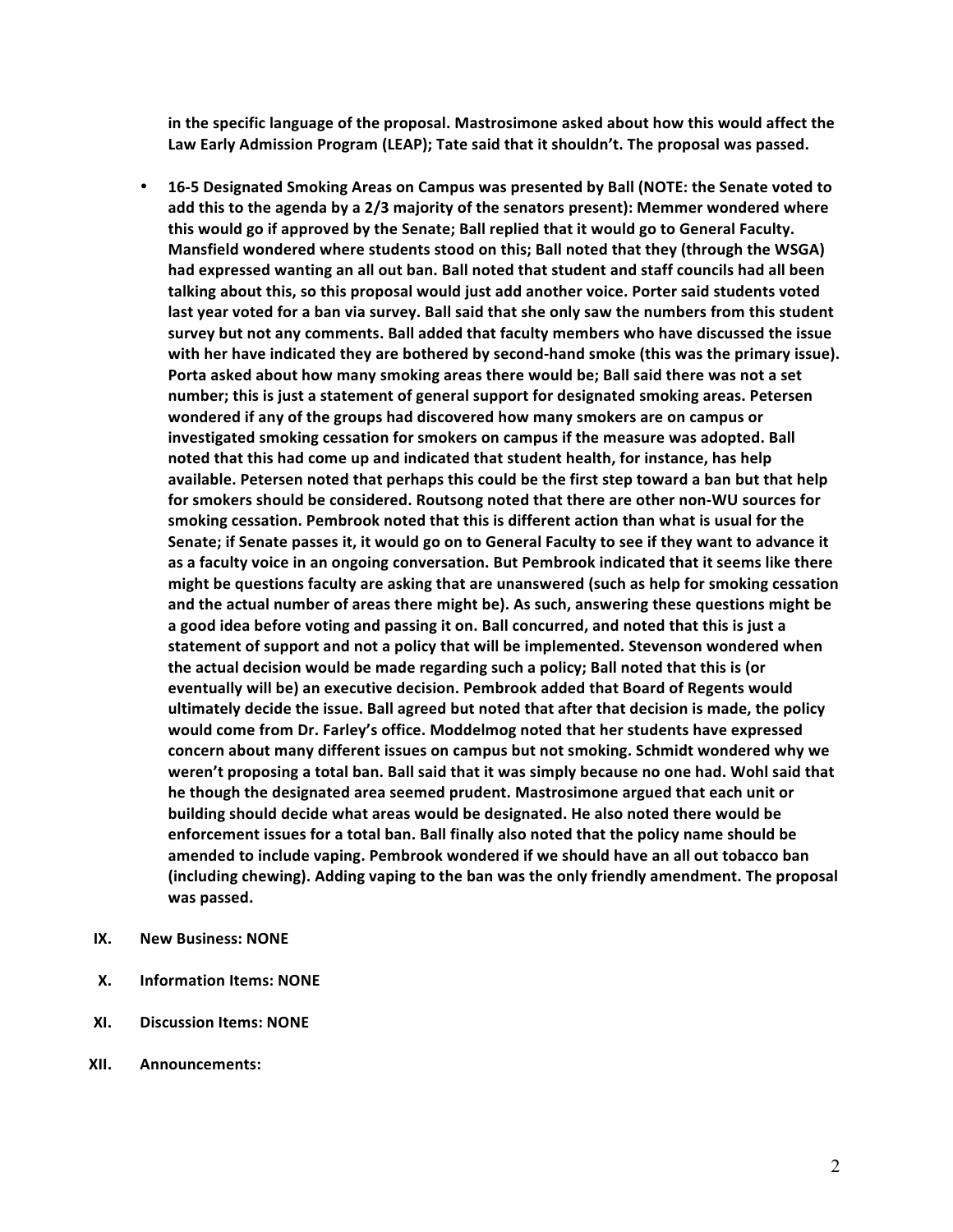**in the specific language of the proposal. Mastrosimone asked about how this would affect the Law Early Admission Program (LEAP); Tate said that it shouldn't. The proposal was passed.**

- **16-5 Designated Smoking Areas on Campus was presented by Ball (NOTE: the Senate voted to add this to the agenda by a 2/3 majority of the senators present): Memmer wondered where this would go if approved by the Senate; Ball replied that it would go to General Faculty. Mansfield wondered where students stood on this; Ball noted that they (through the WSGA) had expressed wanting an all out ban. Ball noted that student and staff councils had all been talking about this, so this proposal would just add another voice. Porter said students voted last year voted for a ban via survey. Ball said that she only saw the numbers from this student survey but not any comments. Ball added that faculty members who have discussed the issue with her have indicated they are bothered by second-hand smoke (this was the primary issue). Porta asked about how many smoking areas there would be; Ball said there was not a set number; this is just a statement of general support for designated smoking areas. Petersen wondered if any of the groups had discovered how many smokers are on campus or investigated smoking cessation for smokers on campus if the measure was adopted. Ball noted that this had come up and indicated that student health, for instance, has help available. Petersen noted that perhaps this could be the first step toward a ban but that help for smokers should be considered. Routsong noted that there are other non-WU sources for smoking cessation. Pembrook noted that this is different action than what is usual for the Senate; if Senate passes it, it would go on to General Faculty to see if they want to advance it as a faculty voice in an ongoing conversation. But Pembrook indicated that it seems like there might be questions faculty are asking that are unanswered (such as help for smoking cessation and the actual number of areas there might be). As such, answering these questions might be a good idea before voting and passing it on. Ball concurred, and noted that this is just a statement of support and not a policy that will be implemented. Stevenson wondered when the actual decision would be made regarding such a policy; Ball noted that this is (or eventually will be) an executive decision. Pembrook added that Board of Regents would ultimately decide the issue. Ball agreed but noted that after that decision is made, the policy would come from Dr. Farley's office. Moddelmog noted that her students have expressed concern about many different issues on campus but not smoking. Schmidt wondered why we weren't proposing a total ban. Ball said that it was simply because no one had. Wohl said that he though the designated area seemed prudent. Mastrosimone argued that each unit or building should decide what areas would be designated. He also noted there would be enforcement issues for a total ban. Ball finally also noted that the policy name should be amended to include vaping. Pembrook wondered if we should have an all out tobacco ban (including chewing). Adding vaping to the ban was the only friendly amendment. The proposal was passed.**

**IX. New Business: NONE**

**X. Information Items: NONE**

**XI. Discussion Items: NONE**

**XII. Announcements:**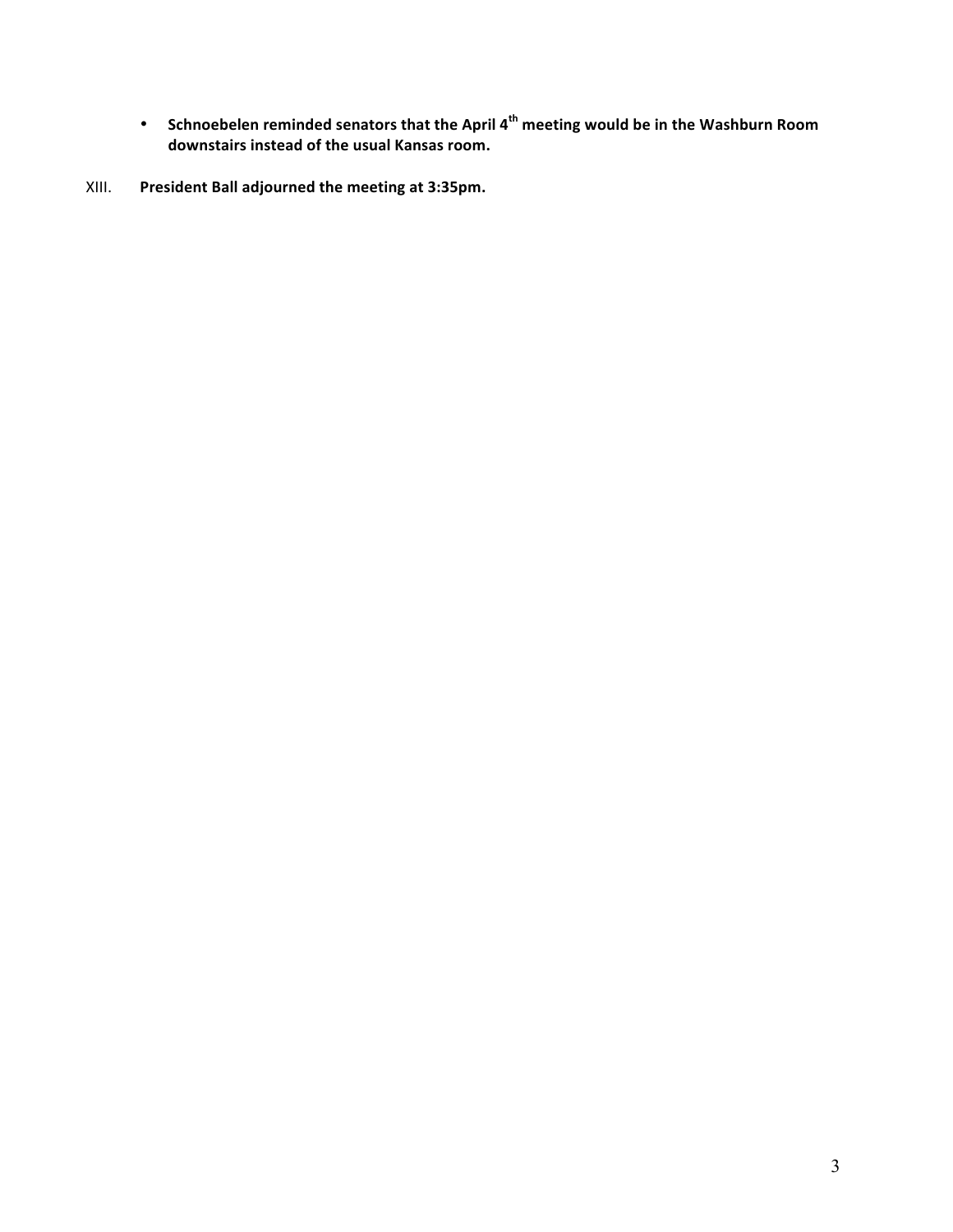- **Schnoebelen reminded senators that the April 4th meeting would be in the Washburn Room downstairs instead of the usual Kansas room.**

XIII. **President Ball adjourned the meeting at 3:35pm.**